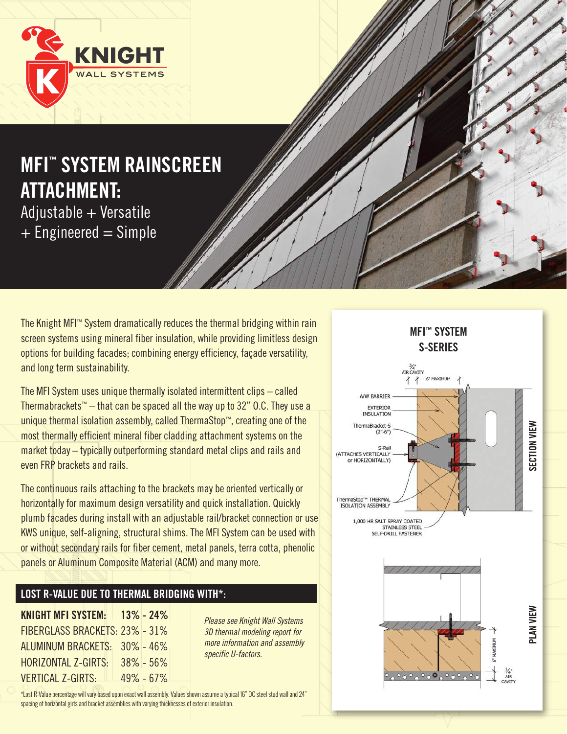KNIGHT WALL SYSTEMS

# MFI™ SYSTEM RAINSCREEN ATTACHMENT:

## Adjustable + Versatile + Engineered = Simple

The Knight MFI™ System dramatically reduces the thermal bridging within rain screen systems using mineral fiber insulation, while providing limitless design options for building facades; combining energy efficiency, façade versatility, and long term sustainability.

The MFI System uses unique thermally isolated intermittent clips – called Thermabrackets™ – that can be spaced all the way up to 32" O.C. They use a unique thermal isolation assembly, called ThermaStop™, creating one of the most thermally efficient mineral fiber cladding attachment systems on the market today – typically outperforming standard metal clips and rails and even FRP brackets and rails.

The continuous rails attaching to the brackets may be oriented vertically or horizontally for maximum design versatility and quick installation. Quickly plumb facades during install with an adjustable rail/bracket connection or use KWS unique, self-aligning, structural shims. The MFI System can be used with or without secondary rails for fiber cement, metal panels, terra cotta, phenolic panels or Aluminum Composite Material (ACM) and many more.

### LOST R-VALUE DUE TO THERMAL BRIDGING WITH*:

| | |
|---|---|
| **KNIGHT MFI SYSTEM:** | **13% - 24%** |
| FIBERGLASS BRACKETS: | 23% - 31% |
| ALUMINUM BRACKETS: | 30% - 46% |
| HORIZONTAL Z-GIRTS: | 38% - 56% |
| VERTICAL Z-GIRTS: | 49% - 67% |

*Please see Knight Wall Systems 3D thermal modeling report for more information and assembly specific U-factors.*

*Lost R-Value percentage will vary based upon exact wall assembly. Values shown assume a typical 16" OC steel stud wall and 24" spacing of horizontal girts and bracket assemblies with varying thicknesses of exterior insulation.

### MFI™ SYSTEM S-SERIES

SECTION VIEW

¾" AIR CAVITY

6" MAXIMUM

A/W BARRIER

EXTERIOR INSULATION

ThermaBracket-S (2"-6")

S-Rail (ATTACHES VERTICALLY or HORIZONTALLY)

ThermaStop™ THERMAL ISOLATION ASSEMBLY

1,000 HR SALT SPRAY COATED STAINLESS STEEL SELF-DRILL FASTENER

PLAN VIEW

6" MAXIMUM

¾" AIR CAVITY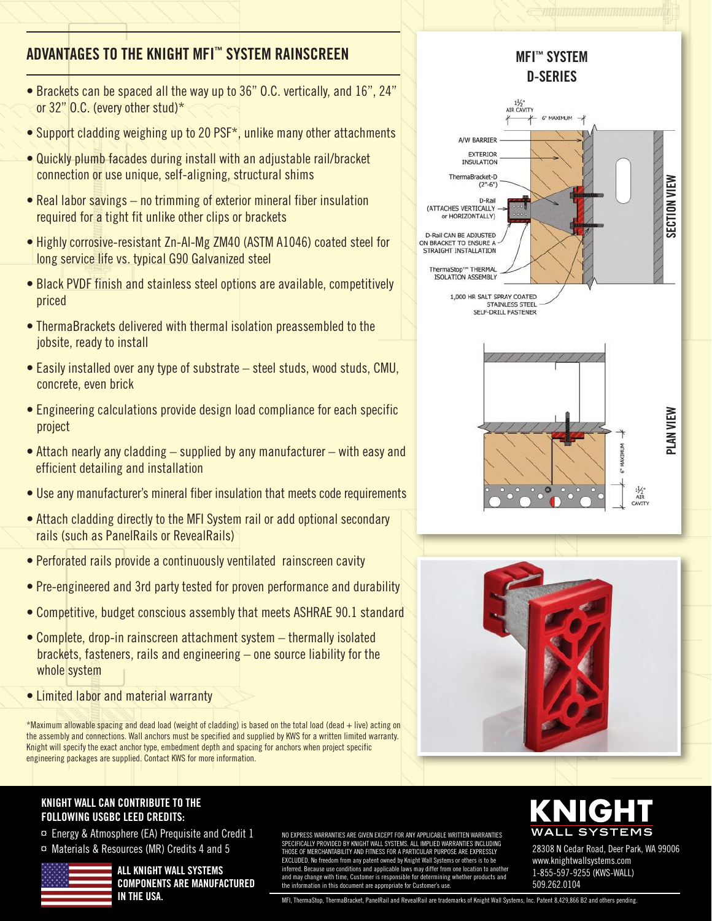## ADVANTAGES TO THE KNIGHT MFI™ SYSTEM RAINSCREEN

- Brackets can be spaced all the way up to 36" O.C. vertically, and 16", 24" or 32" O.C. (every other stud)*
- Support cladding weighing up to 20 PSF*, unlike many other attachments
- Quickly plumb facades during install with an adjustable rail/bracket connection or use unique, self-aligning, structural shims
- Real labor savings – no trimming of exterior mineral fiber insulation required for a tight fit unlike other clips or brackets
- Highly corrosive-resistant Zn-Al-Mg ZM40 (ASTM A1046) coated steel for long service life vs. typical G90 Galvanized steel
- Black PVDF finish and stainless steel options are available, competitively priced
- ThermaBrackets delivered with thermal isolation preassembled to the jobsite, ready to install
- Easily installed over any type of substrate – steel studs, wood studs, CMU, concrete, even brick
- Engineering calculations provide design load compliance for each specific project
- Attach nearly any cladding – supplied by any manufacturer – with easy and efficient detailing and installation
- Use any manufacturer's mineral fiber insulation that meets code requirements
- Attach cladding directly to the MFI System rail or add optional secondary rails (such as PanelRails or RevealRails)
- Perforated rails provide a continuously ventilated rainscreen cavity
- Pre-engineered and 3rd party tested for proven performance and durability
- Competitive, budget conscious assembly that meets ASHRAE 90.1 standard
- Complete, drop-in rainscreen attachment system – thermally isolated brackets, fasteners, rails and engineering – one source liability for the whole system
- Limited labor and material warranty

*Maximum allowable spacing and dead load (weight of cladding) is based on the total load (dead + live) acting on the assembly and connections. Wall anchors must be specified and supplied by KWS for a written limited warranty. Knight will specify the exact anchor type, embedment depth and spacing for anchors when project specific engineering packages are supplied. Contact KWS for more information.

### MFI™ SYSTEM D-SERIES

1½" AIR CAVITY

6" MAXIMUM

A/W BARRIER

EXTERIOR INSULATION

ThermaBracket-D (2"-6")

D-Rail (ATTACHES VERTICALLY or HORIZONTALLY)

D-Rail CAN BE ADJUSTED ON BRACKET TO ENSURE A STRAIGHT INSTALLATION

ThermaStop™ THERMAL ISOLATION ASSEMBLY

1,000 HR SALT SPRAY COATED STAINLESS STEEL SELF-DRILL FASTENER

SECTION VIEW

6" MAXIMUM

1½" AIR CAVITY

PLAN VIEW

### KNIGHT WALL CAN CONTRIBUTE TO THE FOLLOWING USGBC LEED CREDITS:

- Energy & Atmosphere (EA) Prequisite and Credit 1
- Materials & Resources (MR) Credits 4 and 5

**ALL KNIGHT WALL SYSTEMS COMPONENTS ARE MANUFACTURED IN THE USA.**

NO EXPRESS WARRANTIES ARE GIVEN EXCEPT FOR ANY APPLICABLE WRITTEN WARRANTIES SPECIFICALLY PROVIDED BY KNIGHT WALL SYSTEMS. ALL IMPLIED WARRANTIES INCLUDING THOSE OF MERCHANTABILITY AND FITNESS FOR A PARTICULAR PURPOSE ARE EXPRESSLY EXCLUDED. No freedom from any patent owned by Knight Wall Systems or others is to be inferred. Because use conditions and applicable laws may differ from one location to another and may change with time, Customer is responsible for determining whether products and the information in this document are appropriate for Customer's use.

**KNIGHT WALL SYSTEMS**

28308 N Cedar Road, Deer Park, WA 99006
www.knightwallsystems.com
1-855-597-9255 (KWS-WALL)
509.262.0104

MFI, ThermaStop, ThermaBracket, PanelRail and RevealRail are trademarks of Knight Wall Systems, Inc. Patent 8,429,866 B2 and others pending.